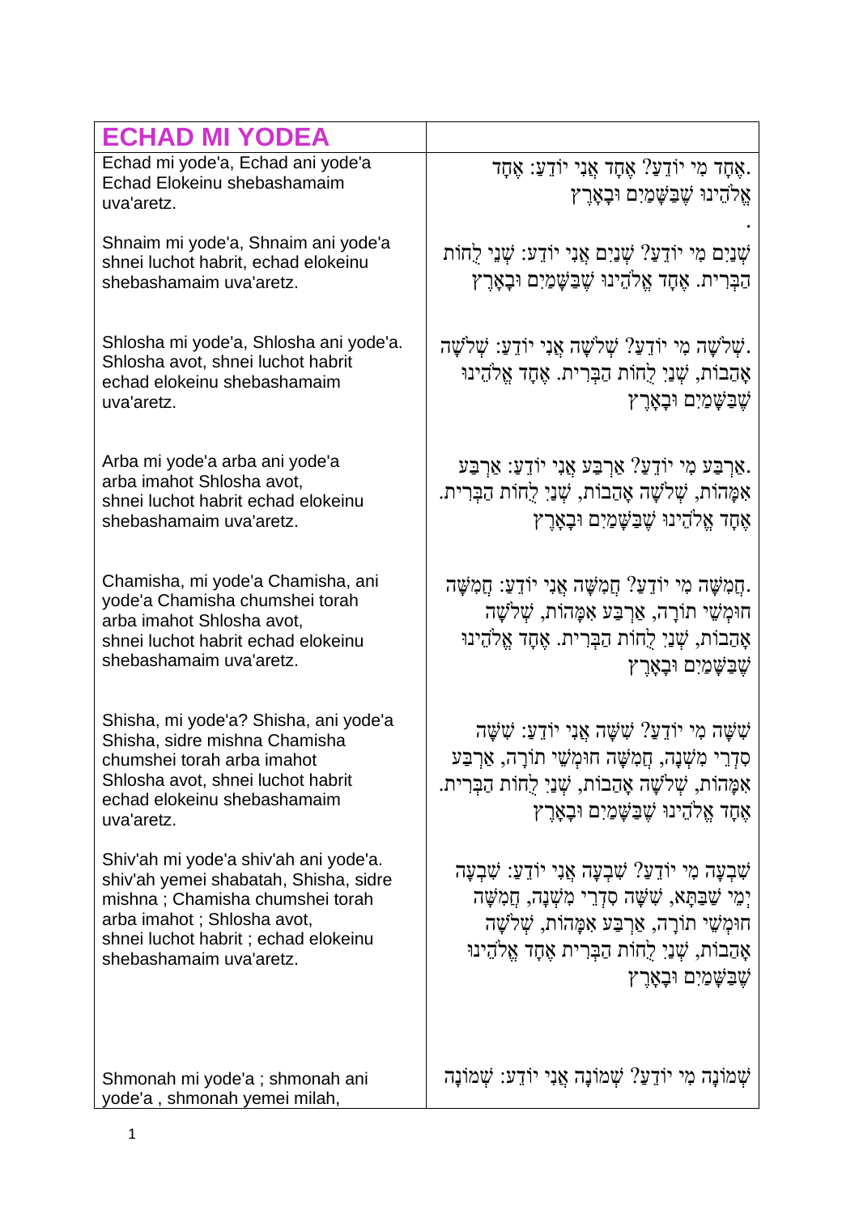| ECHAD MI YODEA | |
|---|---|
| Echad mi yode'a, Echad ani yode'a Echad Elokeinu shebashamaim uva'aretz. | .אֶחָד מִי יוֹדֵעַ? אֶחָד אֲנִי יוֹדֵעַ: אֶחָד אֱלֹהֵינוּ שֶׁבַּשָּׁמַיִם וּבָאָרֶץ . |
| Shnaim mi yode'a, Shnaim ani yode'a shnei luchot habrit, echad elokeinu shebashamaim uva'aretz. | שְׁנַיִם מִי יוֹדֵעַ? שְׁנַיִם אֲנִי יוֹדֵעַ: שְׁנֵי לֻחוֹת הַבְּרִית. אֶחָד אֱלֹהֵינוּ שֶׁבַּשָּׁמַיִם וּבָאָרֶץ |
| Shlosha mi yode'a, Shlosha ani yode'a. Shlosha avot, shnei luchot habrit echad elokeinu shebashamaim uva'aretz. | .שְׁלֹשָׁה מִי יוֹדֵעַ? שְׁלֹשָׁה אֲנִי יוֹדֵעַ: שְׁלֹשָׁה אָבוֹת, שְׁנֵי לֻחוֹת הַבְּרִית. אֶחָד אֱלֹהֵינוּ שֶׁבַּשָּׁמַיִם וּבָאָרֶץ |
| Arba mi yode'a arba ani yode'a arba imahot Shlosha avot, shnei luchot habrit echad elokeinu shebashamaim uva'aretz. | .אַרְבַּע מִי יוֹדֵעַ? אַרְבַּע אֲנִי יוֹדֵעַ: אַרְבַּע אִמָּהוֹת, שְׁלֹשָׁה אָבוֹת, שְׁנֵי לֻחוֹת הַבְּרִית. אֶחָד אֱלֹהֵינוּ שֶׁבַּשָּׁמַיִם וּבָאָרֶץ |
| Chamisha, mi yode'a Chamisha, ani yode'a Chamisha chumshei torah arba imahot Shlosha avot, shnei luchot habrit echad elokeinu shebashamaim uva'aretz. | .חֲמִשָּׁה מִי יוֹדֵעַ? חֲמִשָּׁה אֲנִי יוֹדֵעַ: חֲמִשָּׁה חוּמְשֵׁי תוֹרָה, אַרְבַּע אִמָּהוֹת, שְׁלֹשָׁה אָבוֹת, שְׁנֵי לֻחוֹת הַבְּרִית. אֶחָד אֱלֹהֵינוּ שֶׁבַּשָּׁמַיִם וּבָאָרֶץ |
| Shisha, mi yode'a? Shisha, ani yode'a Shisha, sidre mishna Chamisha chumshei torah arba imahot Shlosha avot, shnei luchot habrit echad elokeinu shebashamaim uva'aretz. | שִׁשָּׁה מִי יוֹדֵעַ? שִׁשָּׁה אֲנִי יוֹדֵעַ: שִׁשָּׁה סִדְרֵי מִשְׁנָה, חֲמִשָּׁה חוּמְשֵׁי תוֹרָה, אַרְבַּע אִמָּהוֹת, שְׁלֹשָׁה אָבוֹת, שְׁנֵי לֻחוֹת הַבְּרִית. אֶחָד אֱלֹהֵינוּ שֶׁבַּשָּׁמַיִם וּבָאָרֶץ |
| Shiv'ah mi yode'a shiv'ah ani yode'a. shiv'ah yemei shabatah, Shisha, sidre mishna ; Chamisha chumshei torah arba imahot ; Shlosha avot, shnei luchot habrit ; echad elokeinu shebashamaim uva'aretz. | שִׁבְעָה מִי יוֹדֵעַ? שִׁבְעָה אֲנִי יוֹדֵעַ: שִׁבְעָה יְמֵי שַׁבַּתָּא, שִׁשָּׁה סִדְרֵי מִשְׁנָה, חֲמִשָּׁה חוּמְשֵׁי תוֹרָה, אַרְבַּע אִמָּהוֹת, שְׁלֹשָׁה אָבוֹת, שְׁנֵי לֻחוֹת הַבְּרִית אֶחָד אֱלֹהֵינוּ שֶׁבַּשָּׁמַיִם וּבָאָרֶץ |
| Shmonah mi yode'a ; shmonah ani yode'a , shmonah yemei milah, | שְׁמוֹנָה מִי יוֹדֵעַ? שְׁמוֹנָה אֲנִי יוֹדֵעַ: שְׁמוֹנָה |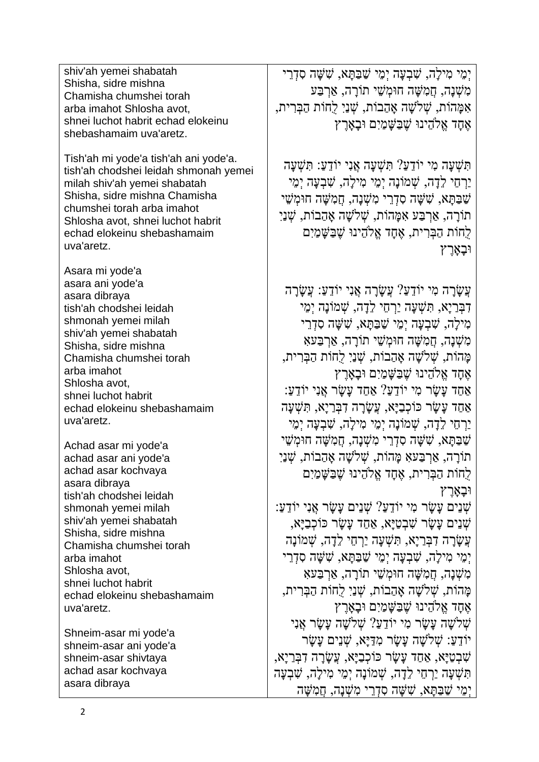| | |
|---|---|
| shiv'ah yemei shabatah<br>Shisha, sidre mishna<br>Chamisha chumshei torah<br>arba imahot Shlosha avot,<br>shnei luchot habrit echad elokeinu shebashamaim uva'aretz. | יְמֵי מִילָה, שִׁבְעָה יְמֵי שַׁבַּתָּא, שִׁשָּׁה סִדְרֵי מִשְׁנָה, חֲמִשָּׁה חוּמְשֵׁי תוֹרָה, אַרְבַּע אִמָּהוֹת, שְׁלֹשָׁה אָבוֹת, שְׁנֵי לֻחוֹת הַבְּרִית, אֶחָד אֱלֹהֵינוּ שֶׁבַּשָּׁמַיִם וּבָאָרֶץ |
| Tish'ah mi yode'a tish'ah ani yode'a.<br>tish'ah chodshei leidah shmonah yemei milah shiv'ah yemei shabatah<br>Shisha, sidre mishna Chamisha chumshei torah arba imahot<br>Shlosha avot, shnei luchot habrit<br>echad elokeinu shebashamaim uva'aretz. | תִּשְׁעָה מִי יוֹדֵעַ? תִּשְׁעָה אֲנִי יוֹדֵעַ: תִּשְׁעָה יַרְחֵי לֵדָה, שְׁמוֹנָה יְמֵי מִילָה, שִׁבְעָה יְמֵי שַׁבַּתָּא, שִׁשָּׁה סִדְרֵי מִשְׁנָה, חֲמִשָּׁה חוּמְשֵׁי תוֹרָה, אַרְבַּע אִמָּהוֹת, שְׁלֹשָׁה אָבוֹת, שְׁנֵי לֻחוֹת הַבְּרִית, אֶחָד אֱלֹהֵינוּ שֶׁבַּשָּׁמַיִם וּבָאָרֶץ |
| Asara mi yode'a<br>asara ani yode'a<br>asara dibraya<br>tish'ah chodshei leidah<br>shmonah yemei milah<br>shiv'ah yemei shabatah<br>Shisha, sidre mishna<br>Chamisha chumshei torah<br>arba imahot<br>Shlosha avot,<br>shnei luchot habrit<br>echad elokeinu shebashamaim uva'aretz. | עֲשָׂרָה מִי יוֹדֵעַ? עֲשָׂרָה אֲנִי יוֹדֵעַ: עֲשָׂרָה דִבְּרַיָּא, תִּשְׁעָה יַרְחֵי לֵדָה, שְׁמוֹנָה יְמֵי מִילָה, שִׁבְעָה יְמֵי שַׁבַּתָּא, שִׁשָּׁה סִדְרֵי מִשְׁנָה, חֲמִשָּׁה חוּמְשֵׁי תוֹרָה, אַרְבַּע אִמָּהוֹת, שְׁלֹשָׁה אָבוֹת, שְׁנֵי לֻחוֹת הַבְּרִית, אֶחָד אֱלֹהֵינוּ שֶׁבַּשָּׁמַיִם וּבָאָרֶץ<br>אַחַד עָשָׂר מִי יוֹדֵעַ? אַחַד עָשָׂר אֲנִי יוֹדֵעַ: אַחַד עָשָׂר כּוֹכְבַיָּא, עֲשָׂרָה דִבְּרַיָּא, תִּשְׁעָה יַרְחֵי לֵדָה, שְׁמוֹנָה יְמֵי מִילָה, שִׁבְעָה יְמֵי שַׁבַּתָּא, שִׁשָּׁה סִדְרֵי מִשְׁנָה, חֲמִשָּׁה חוּמְשֵׁי תוֹרָה, אַרְבַּע אִמָּהוֹת, שְׁלֹשָׁה אָבוֹת, שְׁנֵי לֻחוֹת הַבְּרִית, אֶחָד אֱלֹהֵינוּ שֶׁבַּשָּׁמַיִם וּבָאָרֶץ |
| Achad asar mi yode'a<br>achad asar ani yode'a<br>achad asar kochvaya<br>asara dibraya<br>tish'ah chodshei leidah<br>shmonah yemei milah<br>shiv'ah yemei shabatah<br>Shisha, sidre mishna<br>Chamisha chumshei torah<br>arba imahot<br>Shlosha avot,<br>shnei luchot habrit<br>echad elokeinu shebashamaim uva'aretz. | שְׁנֵים עָשָׂר מִי יוֹדֵעַ? שְׁנֵים עָשָׂר אֲנִי יוֹדֵעַ: שְׁנֵים עָשָׂר שִׁבְטַיָּא, אַחַד עָשָׂר כּוֹכְבַיָּא, עֲשָׂרָה דִבְּרַיָּא, תִּשְׁעָה יַרְחֵי לֵדָה, שְׁמוֹנָה יְמֵי מִילָה, שִׁבְעָה יְמֵי שַׁבַּתָּא, שִׁשָּׁה סִדְרֵי מִשְׁנָה, חֲמִשָּׁה חוּמְשֵׁי תוֹרָה, אַרְבַּע אִמָּהוֹת, שְׁלֹשָׁה אָבוֹת, שְׁנֵי לֻחוֹת הַבְּרִית, אֶחָד אֱלֹהֵינוּ שֶׁבַּשָּׁמַיִם וּבָאָרֶץ |
| Shneim-asar mi yode'a<br>shneim-asar ani yode'a<br>shneim-asar shivtaya<br>achad asar kochvaya<br>asara dibraya | שְׁלֹשָׁה עָשָׂר מִי יוֹדֵעַ? שְׁלֹשָׁה עָשָׂר אֲנִי יוֹדֵעַ: שְׁלֹשָׁה עָשָׂר מִדַּיָּא, שְׁנֵים עָשָׂר שִׁבְטַיָּא, אַחַד עָשָׂר כּוֹכְבַיָּא, עֲשָׂרָה דִבְּרַיָּא, תִּשְׁעָה יַרְחֵי לֵדָה, שְׁמוֹנָה יְמֵי מִילָה, שִׁבְעָה יְמֵי שַׁבַּתָּא, שִׁשָּׁה סִדְרֵי מִשְׁנָה, חֲמִשָּׁה |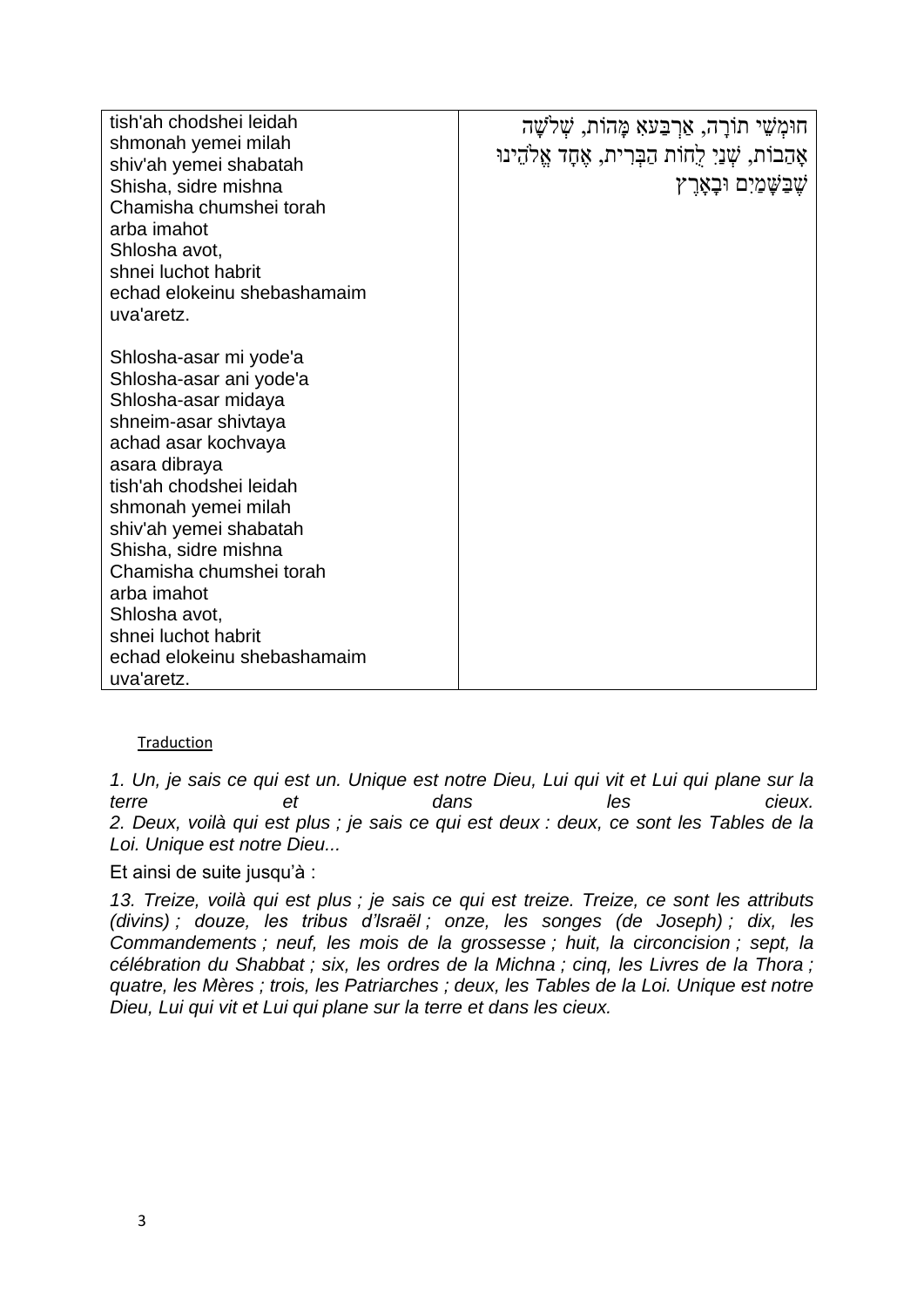| | |
|---|---|
| tish'ah chodshei leidah<br>shmonah yemei milah<br>shiv'ah yemei shabatah<br>Shisha, sidre mishna<br>Chamisha chumshei torah<br>arba imahot<br>Shlosha avot,<br>shnei luchot habrit<br>echad elokeinu shebashamaim<br>uva'aretz.<br><br>Shlosha-asar mi yode'a<br>Shlosha-asar ani yode'a<br>Shlosha-asar midaya<br>shneim-asar shivtaya<br>achad asar kochvaya<br>asara dibraya<br>tish'ah chodshei leidah<br>shmonah yemei milah<br>shiv'ah yemei shabatah<br>Shisha, sidre mishna<br>Chamisha chumshei torah<br>arba imahot<br>Shlosha avot,<br>shnei luchot habrit<br>echad elokeinu shebashamaim<br>uva'aretz. | חוּמְשֵׁי תוֹרָה, אַרְבַּעאִ מָּהוֹת, שְׁלֹשָׁה אָהֲבוֹת, שְׁנֵי לֻחוֹת הַבְּרִית, אֶחָד אֱלֹהֵינוּ שֶׁבַּשָּׁמַיִם וּבָאָרֶץ |

Traduction

*1. Un, je sais ce qui est un. Unique est notre Dieu, Lui qui vit et Lui qui plane sur la terre et dans les cieux.*
*2. Deux, voilà qui est plus ; je sais ce qui est deux : deux, ce sont les Tables de la Loi. Unique est notre Dieu...*

Et ainsi de suite jusqu'à :

*13. Treize, voilà qui est plus ; je sais ce qui est treize. Treize, ce sont les attributs (divins) ; douze, les tribus d'Israël ; onze, les songes (de Joseph) ; dix, les Commandements ; neuf, les mois de la grossesse ; huit, la circoncision ; sept, la célébration du Shabbat ; six, les ordres de la Michna ; cinq, les Livres de la Thora ; quatre, les Mères ; trois, les Patriarches ; deux, les Tables de la Loi. Unique est notre Dieu, Lui qui vit et Lui qui plane sur la terre et dans les cieux.*